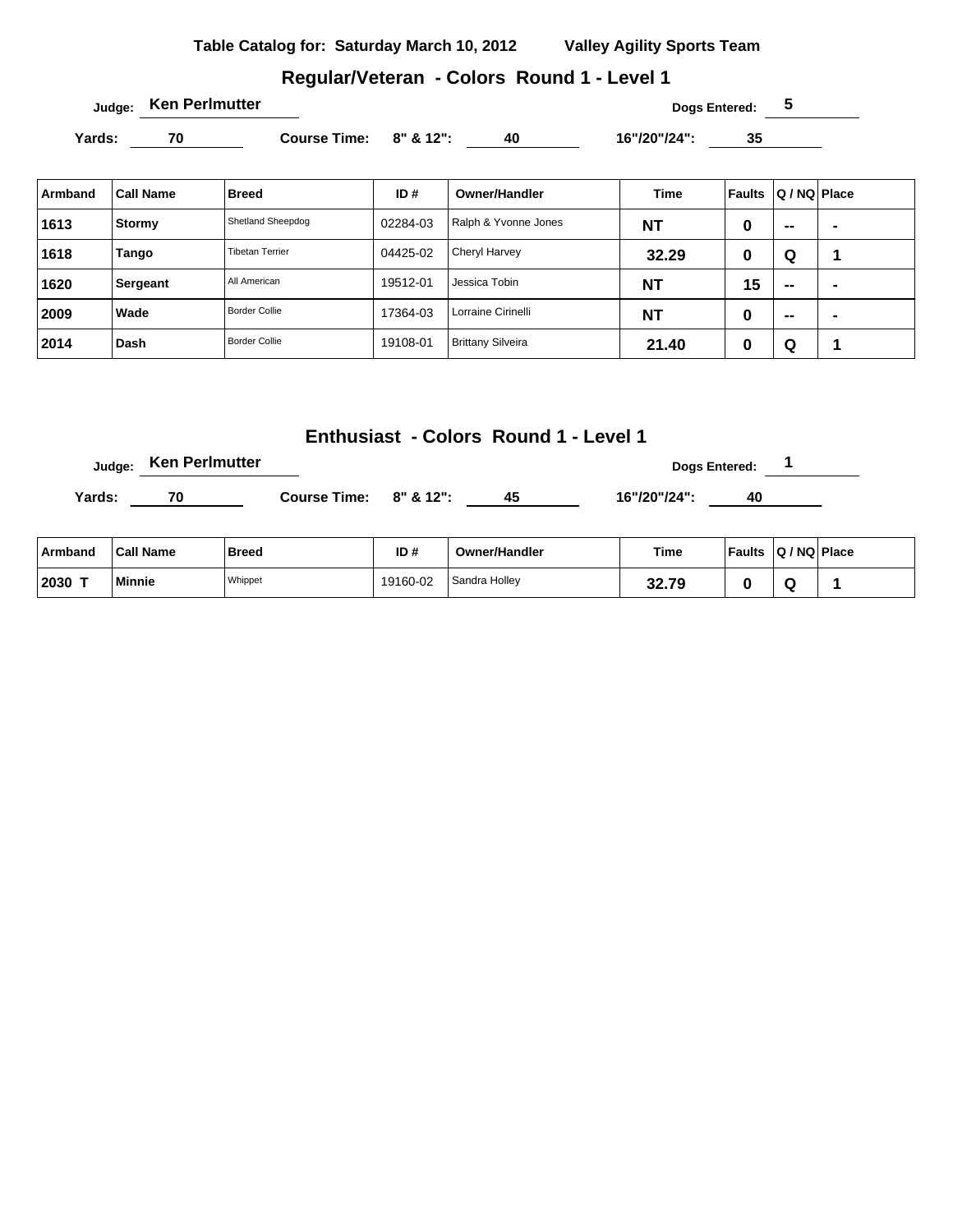**Table Catalog for: Saturday March 10, 2012 Valley Agility Sports Team**

## Regular/Veteran - Colors Round 1 - Level 1

Judge: **Ken Perlmutter** Dogs Entered: **5**

Yards: **70** Course Time: 8" & 12": **40** 16"/20"/24": **35**

| Armband | Call Name | Breed | ID # | Owner/Handler | Time | Faults | Q / NQ | Place |
|---|---|---|---|---|---|---|---|---|
| 1613 | Stormy | Shetland Sheepdog | 02284-03 | Ralph & Yvonne Jones | NT | 0 | -- | - |
| 1618 | Tango | Tibetan Terrier | 04425-02 | Cheryl Harvey | 32.29 | 0 | Q | 1 |
| 1620 | Sergeant | All American | 19512-01 | Jessica Tobin | NT | 15 | -- | - |
| 2009 | Wade | Border Collie | 17364-03 | Lorraine Cirinelli | NT | 0 | -- | - |
| 2014 | Dash | Border Collie | 19108-01 | Brittany Silveira | 21.40 | 0 | Q | 1 |

## Enthusiast - Colors Round 1 - Level 1

Judge: **Ken Perlmutter** Dogs Entered: **1**

Yards: **70** Course Time: 8" & 12": **45** 16"/20"/24": **40**

| Armband | Call Name | Breed | ID # | Owner/Handler | Time | Faults | Q / NQ | Place |
|---|---|---|---|---|---|---|---|---|
| 2030 T | Minnie | Whippet | 19160-02 | Sandra Holley | 32.79 | 0 | Q | 1 |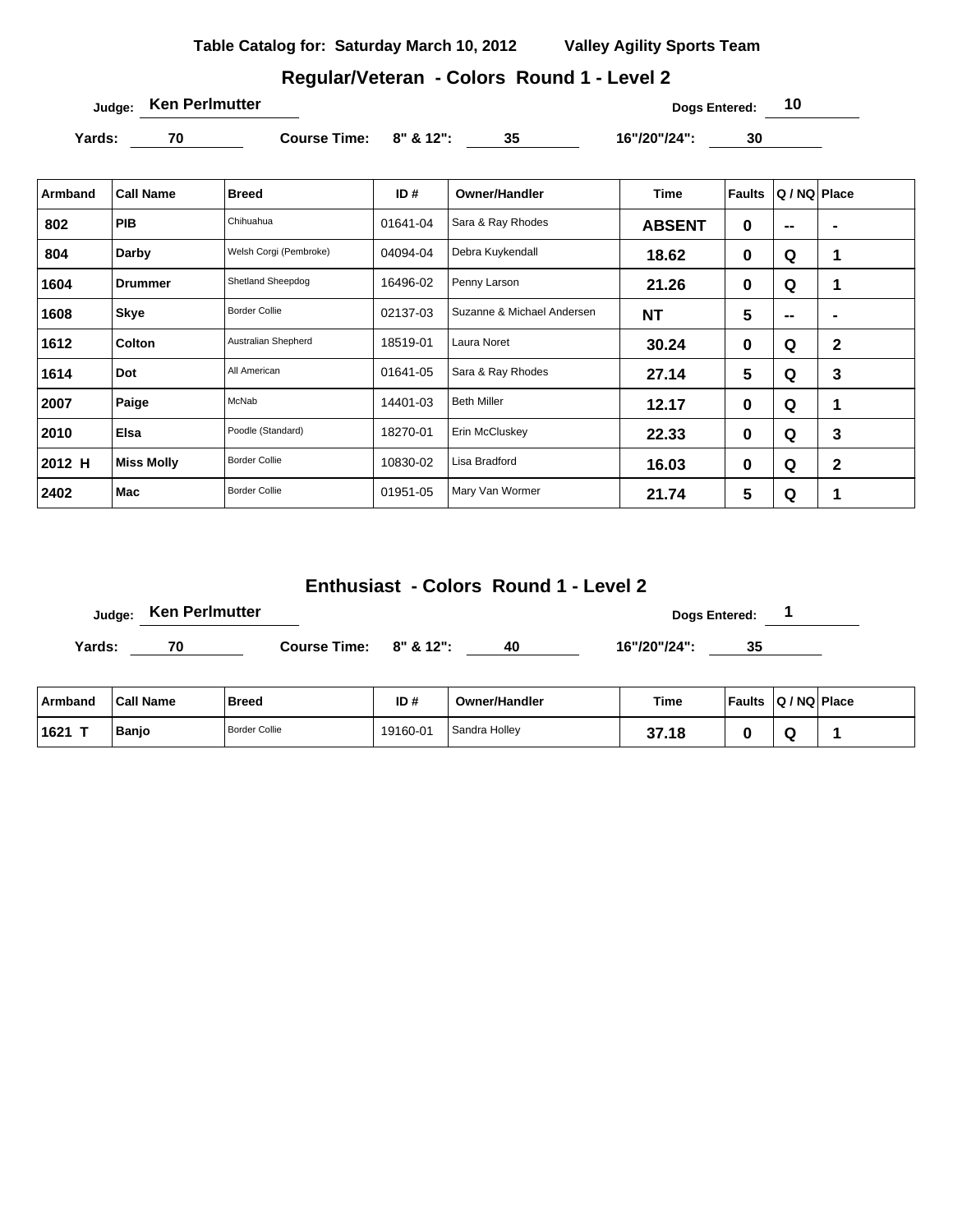**Table Catalog for: Saturday March 10, 2012 Valley Agility Sports Team**

## Regular/Veteran - Colors Round 1 - Level 2

Judge: **Ken Perlmutter** Dogs Entered: **10**

Yards: **70** Course Time: 8" & 12": **35** 16"/20"/24": **30**

| Armband | Call Name | Breed | ID # | Owner/Handler | Time | Faults | Q / NQ | Place |
|---|---|---|---|---|---|---|---|---|
| 802 | PIB | Chihuahua | 01641-04 | Sara & Ray Rhodes | ABSENT | 0 | -- | - |
| 804 | Darby | Welsh Corgi (Pembroke) | 04094-04 | Debra Kuykendall | 18.62 | 0 | Q | 1 |
| 1604 | Drummer | Shetland Sheepdog | 16496-02 | Penny Larson | 21.26 | 0 | Q | 1 |
| 1608 | Skye | Border Collie | 02137-03 | Suzanne & Michael Andersen | NT | 5 | -- | - |
| 1612 | Colton | Australian Shepherd | 18519-01 | Laura Noret | 30.24 | 0 | Q | 2 |
| 1614 | Dot | All American | 01641-05 | Sara & Ray Rhodes | 27.14 | 5 | Q | 3 |
| 2007 | Paige | McNab | 14401-03 | Beth Miller | 12.17 | 0 | Q | 1 |
| 2010 | Elsa | Poodle (Standard) | 18270-01 | Erin McCluskey | 22.33 | 0 | Q | 3 |
| 2012 H | Miss Molly | Border Collie | 10830-02 | Lisa Bradford | 16.03 | 0 | Q | 2 |
| 2402 | Mac | Border Collie | 01951-05 | Mary Van Wormer | 21.74 | 5 | Q | 1 |

## Enthusiast - Colors Round 1 - Level 2

Judge: **Ken Perlmutter** Dogs Entered: **1**

Yards: **70** Course Time: 8" & 12": **40** 16"/20"/24": **35**

| Armband | Call Name | Breed | ID # | Owner/Handler | Time | Faults | Q / NQ | Place |
|---|---|---|---|---|---|---|---|---|
| 1621 T | Banjo | Border Collie | 19160-01 | Sandra Holley | 37.18 | 0 | Q | 1 |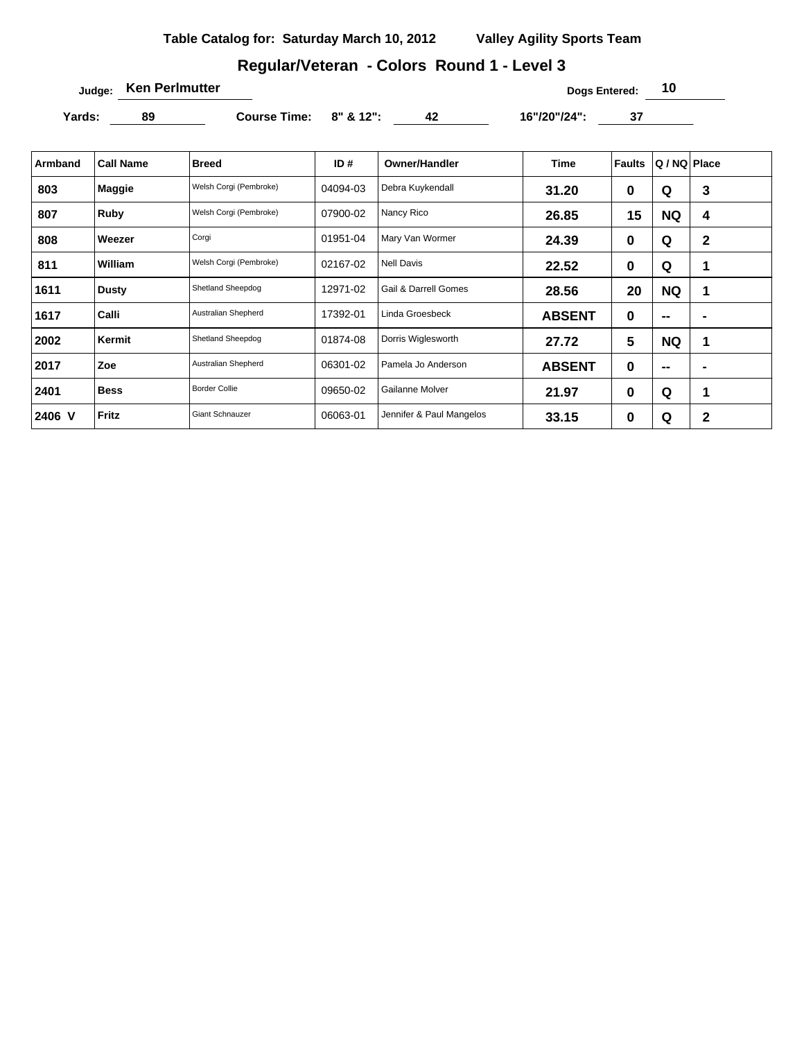**Table Catalog for: Saturday March 10, 2012 Valley Agility Sports Team**

## Regular/Veteran - Colors Round 1 - Level 3

**Judge:** Ken Perlmutter **Dogs Entered:** 10

**Yards:** 89 **Course Time:** **8" & 12":** 42 **16"/20"/24":** 37

| Armband | Call Name | Breed | ID # | Owner/Handler | Time | Faults | Q / NQ | Place |
|---|---|---|---|---|---|---|---|---|
| 803 | Maggie | Welsh Corgi (Pembroke) | 04094-03 | Debra Kuykendall | 31.20 | 0 | Q | 3 |
| 807 | Ruby | Welsh Corgi (Pembroke) | 07900-02 | Nancy Rico | 26.85 | 15 | NQ | 4 |
| 808 | Weezer | Corgi | 01951-04 | Mary Van Wormer | 24.39 | 0 | Q | 2 |
| 811 | William | Welsh Corgi (Pembroke) | 02167-02 | Nell Davis | 22.52 | 0 | Q | 1 |
| 1611 | Dusty | Shetland Sheepdog | 12971-02 | Gail & Darrell Gomes | 28.56 | 20 | NQ | 1 |
| 1617 | Calli | Australian Shepherd | 17392-01 | Linda Groesbeck | ABSENT | 0 | -- | - |
| 2002 | Kermit | Shetland Sheepdog | 01874-08 | Dorris Wiglesworth | 27.72 | 5 | NQ | 1 |
| 2017 | Zoe | Australian Shepherd | 06301-02 | Pamela Jo Anderson | ABSENT | 0 | -- | - |
| 2401 | Bess | Border Collie | 09650-02 | Gailanne Molver | 21.97 | 0 | Q | 1 |
| 2406 V | Fritz | Giant Schnauzer | 06063-01 | Jennifer & Paul Mangelos | 33.15 | 0 | Q | 2 |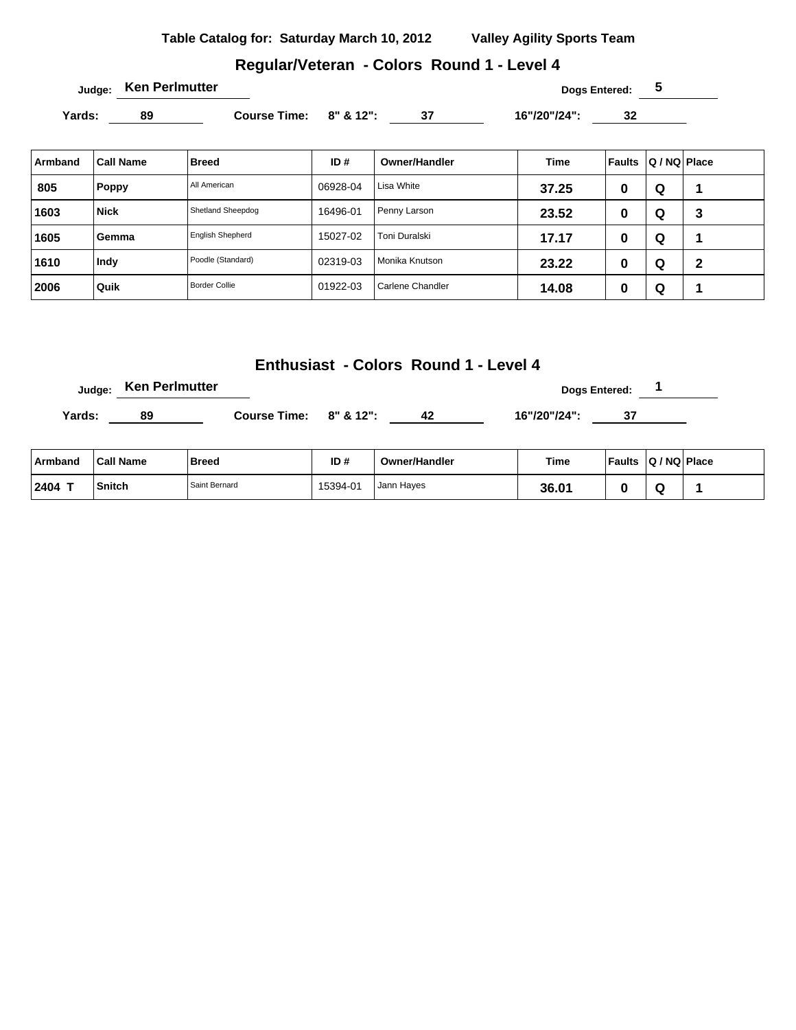**Table Catalog for: Saturday March 10, 2012** **Valley Agility Sports Team**

## Regular/Veteran - Colors Round 1 - Level 4

**Judge:** Ken Perlmutter **Dogs Entered:** 5

**Yards:** 89 **Course Time: 8" & 12":** 37 **16"/20"/24":** 32

| Armband | Call Name | Breed | ID # | Owner/Handler | Time | Faults | Q / NQ | Place |
|---|---|---|---|---|---|---|---|---|
| 805 | Poppy | All American | 06928-04 | Lisa White | 37.25 | 0 | Q | 1 |
| 1603 | Nick | Shetland Sheepdog | 16496-01 | Penny Larson | 23.52 | 0 | Q | 3 |
| 1605 | Gemma | English Shepherd | 15027-02 | Toni Duralski | 17.17 | 0 | Q | 1 |
| 1610 | Indy | Poodle (Standard) | 02319-03 | Monika Knutson | 23.22 | 0 | Q | 2 |
| 2006 | Quik | Border Collie | 01922-03 | Carlene Chandler | 14.08 | 0 | Q | 1 |

## Enthusiast - Colors Round 1 - Level 4

**Judge:** Ken Perlmutter **Dogs Entered:** 1

**Yards:** 89 **Course Time: 8" & 12":** 42 **16"/20"/24":** 37

| Armband | Call Name | Breed | ID # | Owner/Handler | Time | Faults | Q / NQ | Place |
|---|---|---|---|---|---|---|---|---|
| 2404 T | Snitch | Saint Bernard | 15394-01 | Jann Hayes | 36.01 | 0 | Q | 1 |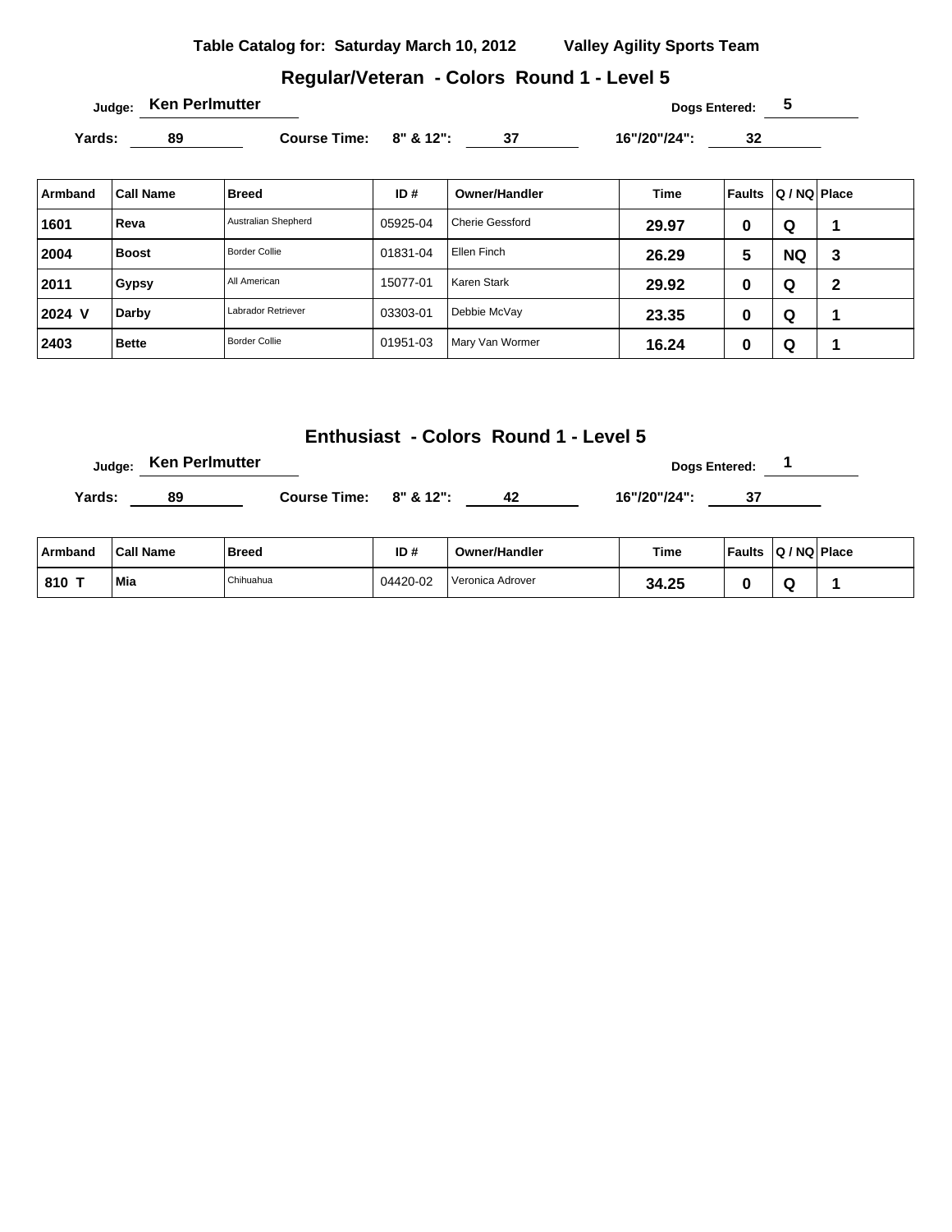**Table Catalog for: Saturday March 10, 2012 Valley Agility Sports Team**

## Regular/Veteran - Colors Round 1 - Level 5

Judge: **Ken Perlmutter** Dogs Entered: **5**

Yards: **89** Course Time: 8" & 12": **37** 16"/20"/24": **32**

| Armband | Call Name | Breed | ID # | Owner/Handler | Time | Faults | Q / NQ | Place |
|---|---|---|---|---|---|---|---|---|
| 1601 | Reva | Australian Shepherd | 05925-04 | Cherie Gessford | 29.97 | 0 | Q | 1 |
| 2004 | Boost | Border Collie | 01831-04 | Ellen Finch | 26.29 | 5 | NQ | 3 |
| 2011 | Gypsy | All American | 15077-01 | Karen Stark | 29.92 | 0 | Q | 2 |
| 2024 V | Darby | Labrador Retriever | 03303-01 | Debbie McVay | 23.35 | 0 | Q | 1 |
| 2403 | Bette | Border Collie | 01951-03 | Mary Van Wormer | 16.24 | 0 | Q | 1 |

## Enthusiast - Colors Round 1 - Level 5

Judge: **Ken Perlmutter** Dogs Entered: **1**

Yards: **89** Course Time: 8" & 12": **42** 16"/20"/24": **37**

| Armband | Call Name | Breed | ID # | Owner/Handler | Time | Faults | Q / NQ | Place |
|---|---|---|---|---|---|---|---|---|
| 810 T | Mia | Chihuahua | 04420-02 | Veronica Adrover | 34.25 | 0 | Q | 1 |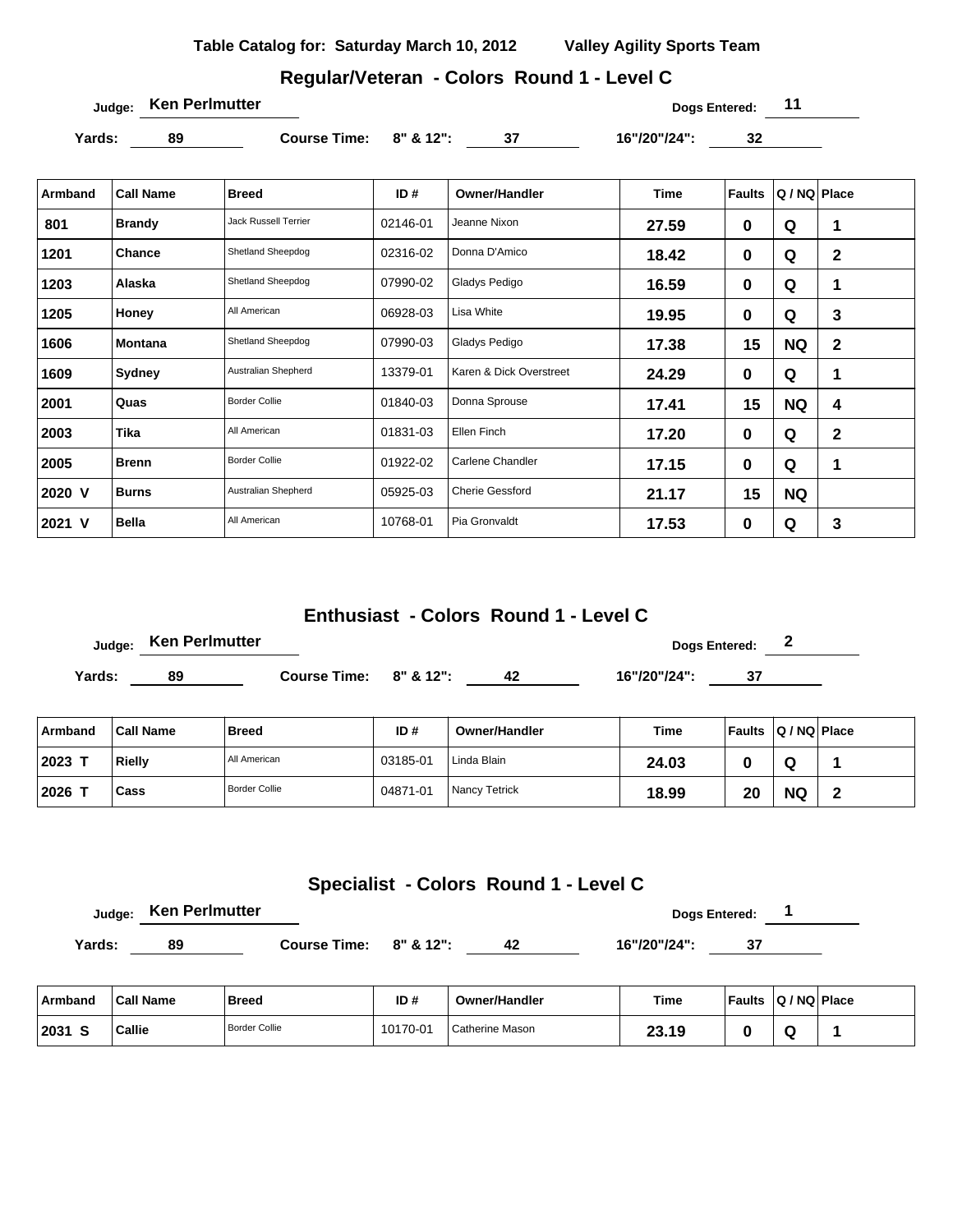**Table Catalog for: Saturday March 10, 2012** **Valley Agility Sports Team**

## Regular/Veteran - Colors Round 1 - Level C

Judge: **Ken Perlmutter** Dogs Entered: **11**

Yards: **89** Course Time: 8" & 12": **37** 16"/20"/24": **32**

| Armband | Call Name | Breed | ID # | Owner/Handler | Time | Faults | Q / NQ | Place |
|---|---|---|---|---|---|---|---|---|
| 801 | Brandy | Jack Russell Terrier | 02146-01 | Jeanne Nixon | 27.59 | 0 | Q | 1 |
| 1201 | Chance | Shetland Sheepdog | 02316-02 | Donna D'Amico | 18.42 | 0 | Q | 2 |
| 1203 | Alaska | Shetland Sheepdog | 07990-02 | Gladys Pedigo | 16.59 | 0 | Q | 1 |
| 1205 | Honey | All American | 06928-03 | Lisa White | 19.95 | 0 | Q | 3 |
| 1606 | Montana | Shetland Sheepdog | 07990-03 | Gladys Pedigo | 17.38 | 15 | NQ | 2 |
| 1609 | Sydney | Australian Shepherd | 13379-01 | Karen & Dick Overstreet | 24.29 | 0 | Q | 1 |
| 2001 | Quas | Border Collie | 01840-03 | Donna Sprouse | 17.41 | 15 | NQ | 4 |
| 2003 | Tika | All American | 01831-03 | Ellen Finch | 17.20 | 0 | Q | 2 |
| 2005 | Brenn | Border Collie | 01922-02 | Carlene Chandler | 17.15 | 0 | Q | 1 |
| 2020 V | Burns | Australian Shepherd | 05925-03 | Cherie Gessford | 21.17 | 15 | NQ | |
| 2021 V | Bella | All American | 10768-01 | Pia Gronvaldt | 17.53 | 0 | Q | 3 |

## Enthusiast - Colors Round 1 - Level C

Judge: **Ken Perlmutter** Dogs Entered: **2**

Yards: **89** Course Time: 8" & 12": **42** 16"/20"/24": **37**

| Armband | Call Name | Breed | ID # | Owner/Handler | Time | Faults | Q / NQ | Place |
|---|---|---|---|---|---|---|---|---|
| 2023 T | Rielly | All American | 03185-01 | Linda Blain | 24.03 | 0 | Q | 1 |
| 2026 T | Cass | Border Collie | 04871-01 | Nancy Tetrick | 18.99 | 20 | NQ | 2 |

## Specialist - Colors Round 1 - Level C

Judge: **Ken Perlmutter** Dogs Entered: **1**

Yards: **89** Course Time: 8" & 12": **42** 16"/20"/24": **37**

| Armband | Call Name | Breed | ID # | Owner/Handler | Time | Faults | Q / NQ | Place |
|---|---|---|---|---|---|---|---|---|
| 2031 S | Callie | Border Collie | 10170-01 | Catherine Mason | 23.19 | 0 | Q | 1 |